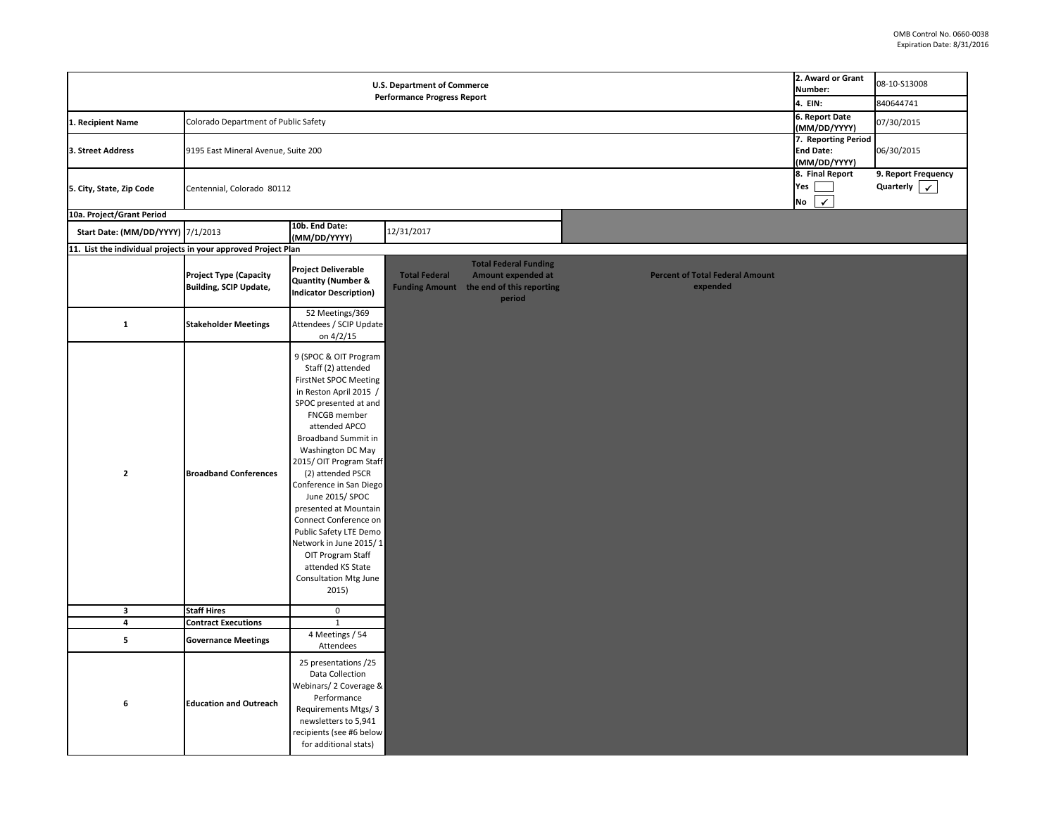OMB Control No. 0660-0038
Expiration Date: 8/31/2016

| U.S. Department of Commerce<br>Performance Progress Report | | 2. Award or Grant Number: | 08-10-S13008 |
|---|---|---|---|
| | | 4. EIN: | 840644741 |
| 1. Recipient Name | Colorado Department of Public Safety | 6. Report Date (MM/DD/YYYY) | 07/30/2015 |
| 3. Street Address | 9195 East Mineral Avenue, Suite 200 | 7. Reporting Period End Date: (MM/DD/YYYY) | 06/30/2015 |
| 5. City, State, Zip Code | Centennial, Colorado 80112 | 8. Final Report<br>Yes ☐<br>No ☑ | 9. Report Frequency<br>Quarterly ☑ |

**10a. Project/Grant Period**

| Start Date: (MM/DD/YYYY) | 7/1/2013 | 10b. End Date: (MM/DD/YYYY) | 12/31/2017 |
|---|---|---|---|

**11. List the individual projects in your approved Project Plan**

| | Project Type (Capacity Building, SCIP Update, | Project Deliverable Quantity (Number & Indicator Description) | Total Federal Funding Amount | Total Federal Funding Amount expended at the end of this reporting period | Percent of Total Federal Amount expended |
|---|---|---|---|---|---|
| 1 | Stakeholder Meetings | 52 Meetings/369 Attendees / SCIP Update on 4/2/15 | | | |
| 2 | Broadband Conferences | 9 (SPOC & OIT Program Staff (2) attended FirstNet SPOC Meeting in Reston April 2015 / SPOC presented at and FNCGB member attended APCO Broadband Summit in Washington DC May 2015/ OIT Program Staff (2) attended PSCR Conference in San Diego June 2015/ SPOC presented at Mountain Connect Conference on Public Safety LTE Demo Network in June 2015/ 1 OIT Program Staff attended KS State Consultation Mtg June 2015) | | | |
| 3 | Staff Hires | 0 | | | |
| 4 | Contract Executions | 1 | | | |
| 5 | Governance Meetings | 4 Meetings / 54 Attendees | | | |
| 6 | Education and Outreach | 25 presentations /25 Data Collection Webinars/ 2 Coverage & Performance Requirements Mtgs/ 3 newsletters to 5,941 recipients (see #6 below for additional stats) | | | |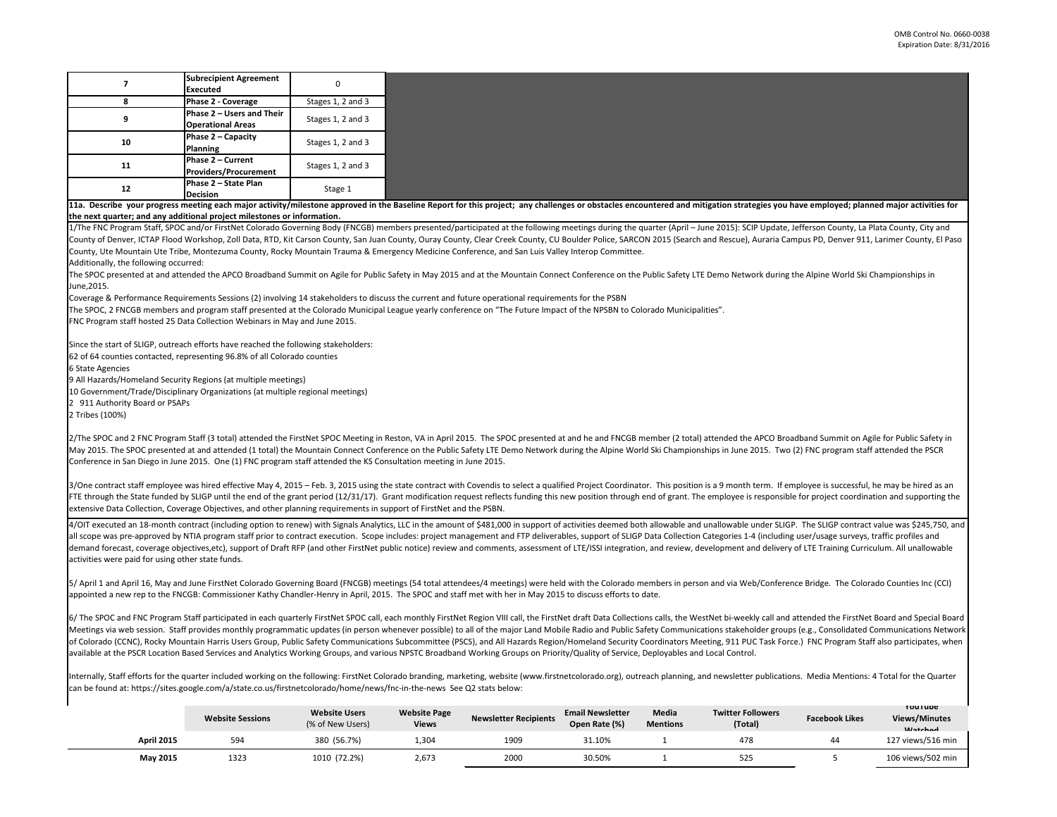| | | |
|---|---|---|
| 7 | **Subrecipient Agreement Executed** | 0 |
| 8 | **Phase 2 - Coverage** | Stages 1, 2 and 3 |
| 9 | **Phase 2 – Users and Their Operational Areas** | Stages 1, 2 and 3 |
| 10 | **Phase 2 – Capacity Planning** | Stages 1, 2 and 3 |
| 11 | **Phase 2 – Current Providers/Procurement** | Stages 1, 2 and 3 |
| 12 | **Phase 2 – State Plan Decision** | Stage 1 |

**11a. Describe your progress meeting each major activity/milestone approved in the Baseline Report for this project; any challenges or obstacles encountered and mitigation strategies you have employed; planned major activities for the next quarter; and any additional project milestones or information.**

1/The FNC Program Staff, SPOC and/or FirstNet Colorado Governing Body (FNCGB) members presented/participated at the following meetings during the quarter (April – June 2015): SCIP Update, Jefferson County, La Plata County, City and County of Denver, ICTAP Flood Workshop, Zoll Data, RTD, Kit Carson County, San Juan County, Ouray County, Clear Creek County, CU Boulder Police, SARCON 2015 (Search and Rescue), Auraria Campus PD, Denver 911, Larimer County, El Paso County, Ute Mountain Ute Tribe, Montezuma County, Rocky Mountain Trauma & Emergency Medicine Conference, and San Luis Valley Interop Committee.

Additionally, the following occurred:

The SPOC presented at and attended the APCO Broadband Summit on Agile for Public Safety in May 2015 and at the Mountain Connect Conference on the Public Safety LTE Demo Network during the Alpine World Ski Championships in June,2015.

Coverage & Performance Requirements Sessions (2) involving 14 stakeholders to discuss the current and future operational requirements for the PSBN

The SPOC, 2 FNCGB members and program staff presented at the Colorado Municipal League yearly conference on "The Future Impact of the NPSBN to Colorado Municipalities".

FNC Program staff hosted 25 Data Collection Webinars in May and June 2015.

Since the start of SLIGP, outreach efforts have reached the following stakeholders:

62 of 64 counties contacted, representing 96.8% of all Colorado counties

6 State Agencies

9 All Hazards/Homeland Security Regions (at multiple meetings)

10 Government/Trade/Disciplinary Organizations (at multiple regional meetings)

2 911 Authority Board or PSAPs

2 Tribes (100%)

2/The SPOC and 2 FNC Program Staff (3 total) attended the FirstNet SPOC Meeting in Reston, VA in April 2015. The SPOC presented at and he and FNCGB member (2 total) attended the APCO Broadband Summit on Agile for Public Safety in May 2015. The SPOC presented at and attended (1 total) the Mountain Connect Conference on the Public Safety LTE Demo Network during the Alpine World Ski Championships in June 2015. Two (2) FNC program staff attended the PSCR Conference in San Diego in June 2015. One (1) FNC program staff attended the KS Consultation meeting in June 2015.

3/One contract staff employee was hired effective May 4, 2015 – Feb. 3, 2015 using the state contract with Covendis to select a qualified Project Coordinator. This position is a 9 month term. If employee is successful, he may be hired as an FTE through the State funded by SLIGP until the end of the grant period (12/31/17). Grant modification request reflects funding this new position through end of grant. The employee is responsible for project coordination and supporting the extensive Data Collection, Coverage Objectives, and other planning requirements in support of FirstNet and the PSBN.

4/OIT executed an 18-month contract (including option to renew) with Signals Analytics, LLC in the amount of $481,000 in support of activities deemed both allowable and unallowable under SLIGP. The SLIGP contract value was $245,750, and all scope was pre-approved by NTIA program staff prior to contract execution. Scope includes: project management and FTP deliverables, support of SLIGP Data Collection Categories 1-4 (including user/usage surveys, traffic profiles and demand forecast, coverage objectives,etc), support of Draft RFP (and other FirstNet public notice) review and comments, assessment of LTE/ISSI integration, and review, development and delivery of LTE Training Curriculum. All unallowable activities were paid for using other state funds.

5/ April 1 and April 16, May and June FirstNet Colorado Governing Board (FNCGB) meetings (54 total attendees/4 meetings) were held with the Colorado members in person and via Web/Conference Bridge. The Colorado Counties Inc (CCI) appointed a new rep to the FNCGB: Commissioner Kathy Chandler-Henry in April, 2015. The SPOC and staff met with her in May 2015 to discuss efforts to date.

6/ The SPOC and FNC Program Staff participated in each quarterly FirstNet SPOC call, each monthly FirstNet Region VIII call, the FirstNet draft Data Collections calls, the WestNet bi-weekly call and attended the FirstNet Board and Special Board Meetings via web session. Staff provides monthly programmatic updates (in person whenever possible) to all of the major Land Mobile Radio and Public Safety Communications stakeholder groups (e.g., Consolidated Communications Network of Colorado (CCNC), Rocky Mountain Harris Users Group, Public Safety Communications Subcommittee (PSCS), and All Hazards Region/Homeland Security Coordinators Meeting, 911 PUC Task Force.) FNC Program Staff also participates, when available at the PSCR Location Based Services and Analytics Working Groups, and various NPSTC Broadband Working Groups on Priority/Quality of Service, Deployables and Local Control.

Internally, Staff efforts for the quarter included working on the following: FirstNet Colorado branding, marketing, website (www.firstnetcolorado.org), outreach planning, and newsletter publications. Media Mentions: 4 Total for the Quarter can be found at: https://sites.google.com/a/state.co.us/firstnetcolorado/home/news/fnc-in-the-news See Q2 stats below:

| | Website Sessions | Website Users (% of New Users) | Website Page Views | Newsletter Recipients | Email Newsletter Open Rate (%) | Media Mentions | Twitter Followers (Total) | Facebook Likes | YouTube Views/Minutes Watched |
|---|---|---|---|---|---|---|---|---|---|
| **April 2015** | 594 | 380 (56.7%) | 1,304 | 1909 | 31.10% | 1 | 478 | 44 | 127 views/516 min |
| **May 2015** | 1323 | 1010 (72.2%) | 2,673 | 2000 | 30.50% | 1 | 525 | 5 | 106 views/502 min |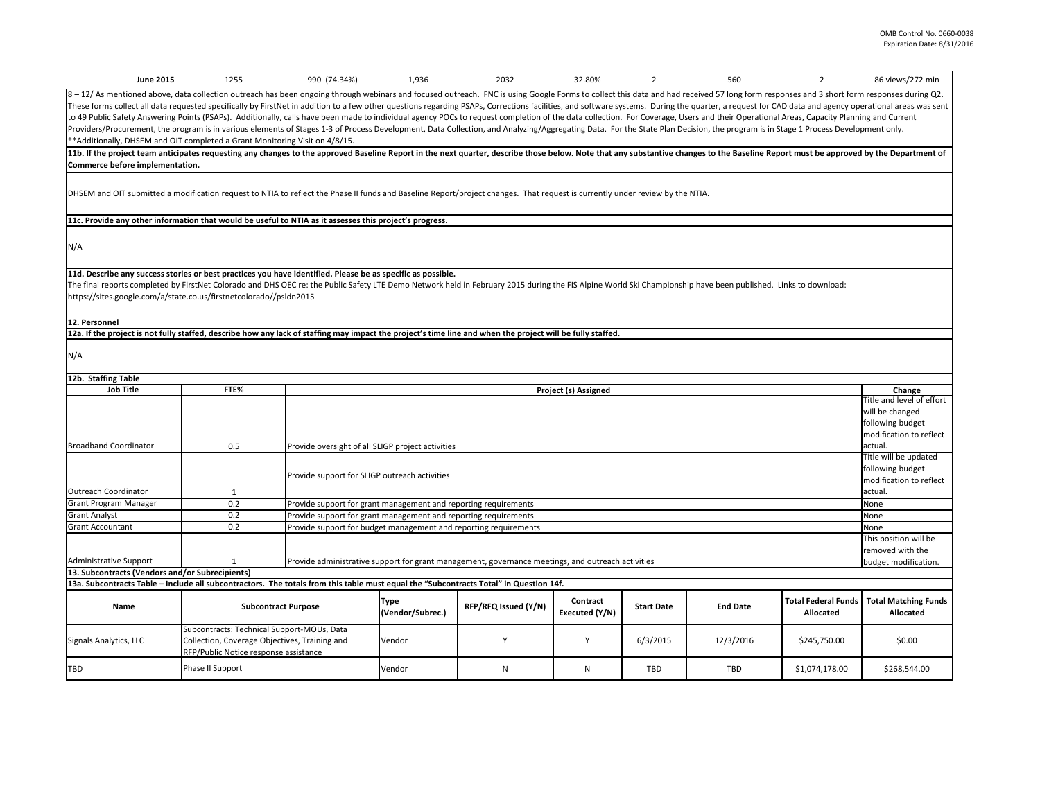| June 2015 | 1255 | 990 (74.34%) | 1,936 | 2032 | 32.80% | 2 | 560 | 2 | 86 views/272 min |
|---|---|---|---|---|---|---|---|---|---|

8 – 12/ As mentioned above, data collection outreach has been ongoing through webinars and focused outreach. FNC is using Google Forms to collect this data and had received 57 long form responses and 3 short form responses during Q2. These forms collect all data requested specifically by FirstNet in addition to a few other questions regarding PSAPs, Corrections facilities, and software systems. During the quarter, a request for CAD data and agency operational areas was sent to 49 Public Safety Answering Points (PSAPs). Additionally, calls have been made to individual agency POCs to request completion of the data collection. For Coverage, Users and their Operational Areas, Capacity Planning and Current Providers/Procurement, the program is in various elements of Stages 1-3 of Process Development, Data Collection, and Analyzing/Aggregating Data. For the State Plan Decision, the program is in Stage 1 Process Development only.
**Additionally, DHSEM and OIT completed a Grant Monitoring Visit on 4/8/15.

**11b. If the project team anticipates requesting any changes to the approved Baseline Report in the next quarter, describe those below. Note that any substantive changes to the Baseline Report must be approved by the Department of Commerce before implementation.**

DHSEM and OIT submitted a modification request to NTIA to reflect the Phase II funds and Baseline Report/project changes. That request is currently under review by the NTIA.

**11c. Provide any other information that would be useful to NTIA as it assesses this project's progress.**

N/A

**11d. Describe any success stories or best practices you have identified. Please be as specific as possible.**

The final reports completed by FirstNet Colorado and DHS OEC re: the Public Safety LTE Demo Network held in February 2015 during the FIS Alpine World Ski Championship have been published. Links to download:
https://sites.google.com/a/state.co.us/firstnetcolorado//psldn2015

**12. Personnel**

**12a. If the project is not fully staffed, describe how any lack of staffing may impact the project's time line and when the project will be fully staffed.**

N/A

**12b. Staffing Table**

| Job Title | FTE% | Project (s) Assigned | Change |
|---|---|---|---|
| Broadband Coordinator | 0.5 | Provide oversight of all SLIGP project activities | Title and level of effort will be changed following budget modification to reflect actual. |
| Outreach Coordinator | 1 | Provide support for SLIGP outreach activities | Title will be updated following budget modification to reflect actual. |
| Grant Program Manager | 0.2 | Provide support for grant management and reporting requirements | None |
| Grant Analyst | 0.2 | Provide support for grant management and reporting requirements | None |
| Grant Accountant | 0.2 | Provide support for budget management and reporting requirements | None |
| Administrative Support | 1 | Provide administrative support for grant management, governance meetings, and outreach activities | This position will be removed with the budget modification. |

**13. Subcontracts (Vendors and/or Subrecipients)**

**13a. Subcontracts Table – Include all subcontractors. The totals from this table must equal the "Subcontracts Total" in Question 14f.**

| Name | Subcontract Purpose | Type (Vendor/Subrec.) | RFP/RFQ Issued (Y/N) | Contract Executed (Y/N) | Start Date | End Date | Total Federal Funds Allocated | Total Matching Funds Allocated |
|---|---|---|---|---|---|---|---|---|
| Signals Analytics, LLC | Subcontracts: Technical Support-MOUs, Data Collection, Coverage Objectives, Training and RFP/Public Notice response assistance | Vendor | Y | Y | 6/3/2015 | 12/3/2016 | $245,750.00 | $0.00 |
| TBD | Phase II Support | Vendor | N | N | TBD | TBD | $1,074,178.00 | $268,544.00 |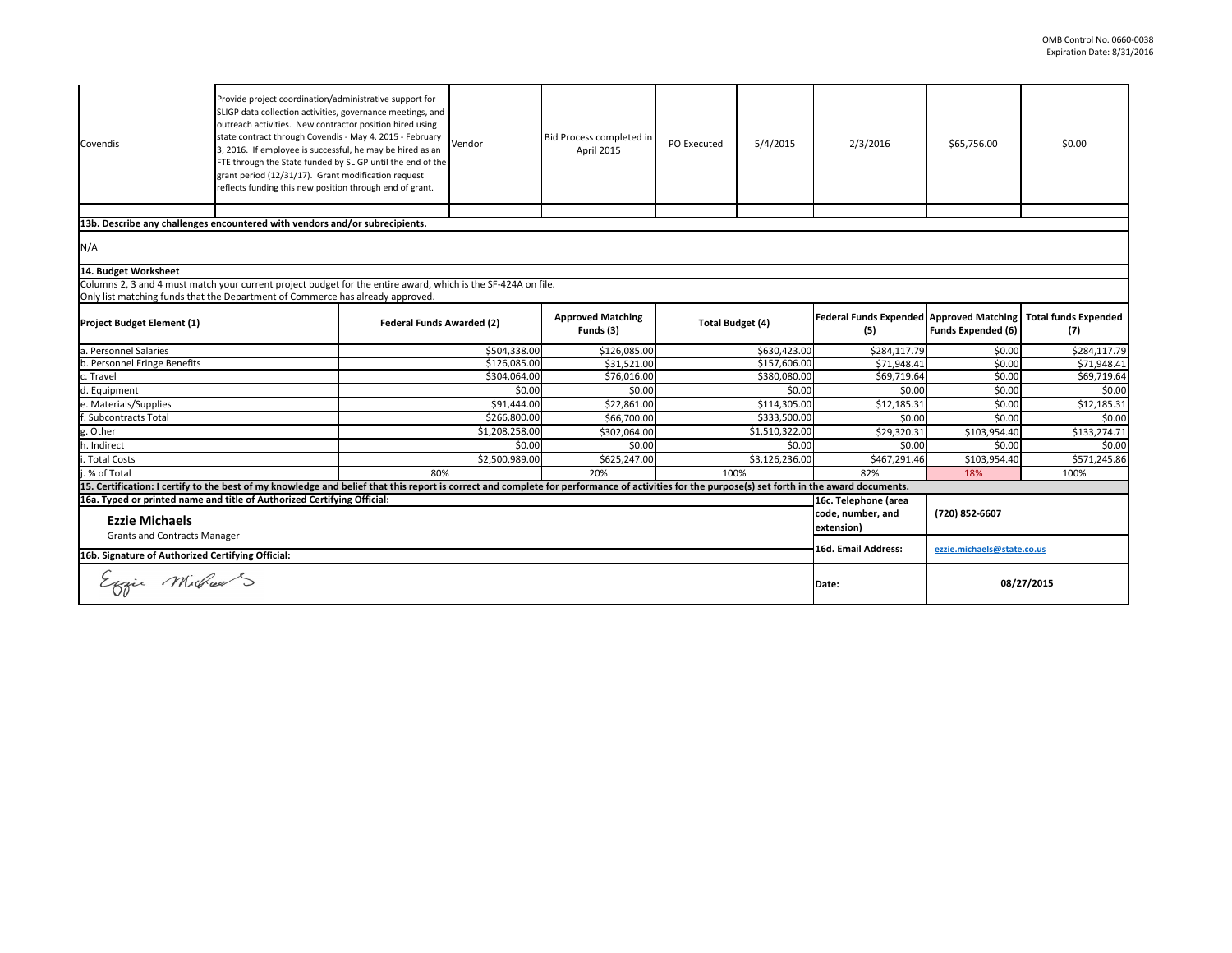OMB Control No. 0660-0038
Expiration Date: 8/31/2016

| | | | | | | | | |
|---|---|---|---|---|---|---|---|---|
| Covendis | Provide project coordination/administrative support for SLIGP data collection activities, governance meetings, and outreach activities. New contractor position hired using state contract through Covendis - May 4, 2015 - February 3, 2016. If employee is successful, he may be hired as an FTE through the State funded by SLIGP until the end of the grant period (12/31/17). Grant modification request reflects funding this new position through end of grant. | Vendor | Bid Process completed in April 2015 | PO Executed | 5/4/2015 | 2/3/2016 | $65,756.00 | $0.00 |
| | | | | | | | | |

**13b. Describe any challenges encountered with vendors and/or subrecipients.**

N/A

**14. Budget Worksheet**

Columns 2, 3 and 4 must match your current project budget for the entire award, which is the SF-424A on file.
Only list matching funds that the Department of Commerce has already approved.

| Project Budget Element (1) | Federal Funds Awarded (2) | Approved Matching Funds (3) | Total Budget (4) | Federal Funds Expended (5) | Approved Matching Funds Expended (6) | Total funds Expended (7) |
|---|---|---|---|---|---|---|
| a. Personnel Salaries | $504,338.00 | $126,085.00 | $630,423.00 | $284,117.79 | $0.00 | $284,117.79 |
| b. Personnel Fringe Benefits | $126,085.00 | $31,521.00 | $157,606.00 | $71,948.41 | $0.00 | $71,948.41 |
| c. Travel | $304,064.00 | $76,016.00 | $380,080.00 | $69,719.64 | $0.00 | $69,719.64 |
| d. Equipment | $0.00 | $0.00 | $0.00 | $0.00 | $0.00 | $0.00 |
| e. Materials/Supplies | $91,444.00 | $22,861.00 | $114,305.00 | $12,185.31 | $0.00 | $12,185.31 |
| f. Subcontracts Total | $266,800.00 | $66,700.00 | $333,500.00 | $0.00 | $0.00 | $0.00 |
| g. Other | $1,208,258.00 | $302,064.00 | $1,510,322.00 | $29,320.31 | $103,954.40 | $133,274.71 |
| h. Indirect | $0.00 | $0.00 | $0.00 | $0.00 | $0.00 | $0.00 |
| i. Total Costs | $2,500,989.00 | $625,247.00 | $3,126,236.00 | $467,291.46 | $103,954.40 | $571,245.86 |
| j. % of Total | 80% | 20% | 100% | 82% | 18% | 100% |

**15. Certification: I certify to the best of my knowledge and belief that this report is correct and complete for performance of activities for the purpose(s) set forth in the award documents.**

| | | |
|---|---|---|
| **16a. Typed or printed name and title of Authorized Certifying Official:** **Ezzie Michaels** Grants and Contracts Manager | **16c. Telephone (area code, number, and extension)** | **(720) 852-6607** |
| | **16d. Email Address:** | ezzie.michaels@state.co.us |
| **16b. Signature of Authorized Certifying Official:** Ezzie Michaels | **Date:** | **08/27/2015** |